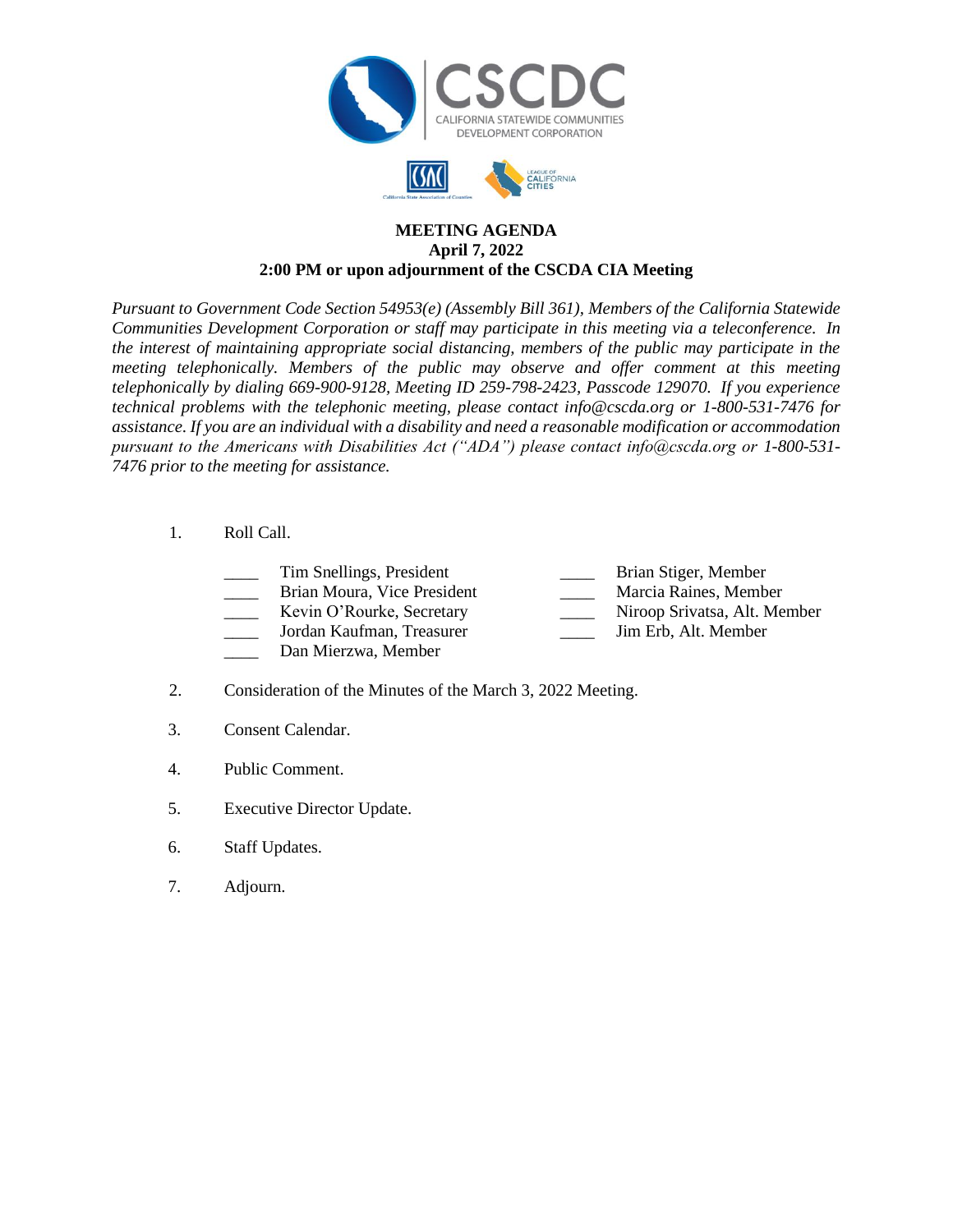CSCDC

CALIFORNIA STATEWIDE COMMUNITIES DEVELOPMENT CORPORATION

**MEETING AGENDA**
**April 7, 2022**
**2:00 PM or upon adjournment of the CSCDA CIA Meeting**

*Pursuant to Government Code Section 54953(e) (Assembly Bill 361), Members of the California Statewide Communities Development Corporation or staff may participate in this meeting via a teleconference. In the interest of maintaining appropriate social distancing, members of the public may participate in the meeting telephonically. Members of the public may observe and offer comment at this meeting telephonically by dialing 669-900-9128, Meeting ID 259-798-2423, Passcode 129070. If you experience technical problems with the telephonic meeting, please contact info@cscda.org or 1-800-531-7476 for assistance. If you are an individual with a disability and need a reasonable modification or accommodation pursuant to the Americans with Disabilities Act ("ADA") please contact info@cscda.org or 1-800-531-7476 prior to the meeting for assistance.*

1. Roll Call.

   ____ Tim Snellings, President
   ____ Brian Moura, Vice President
   ____ Kevin O'Rourke, Secretary
   ____ Jordan Kaufman, Treasurer
   ____ Dan Mierzwa, Member
   ____ Brian Stiger, Member
   ____ Marcia Raines, Member
   ____ Niroop Srivatsa, Alt. Member
   ____ Jim Erb, Alt. Member

2. Consideration of the Minutes of the March 3, 2022 Meeting.

3. Consent Calendar.

4. Public Comment.

5. Executive Director Update.

6. Staff Updates.

7. Adjourn.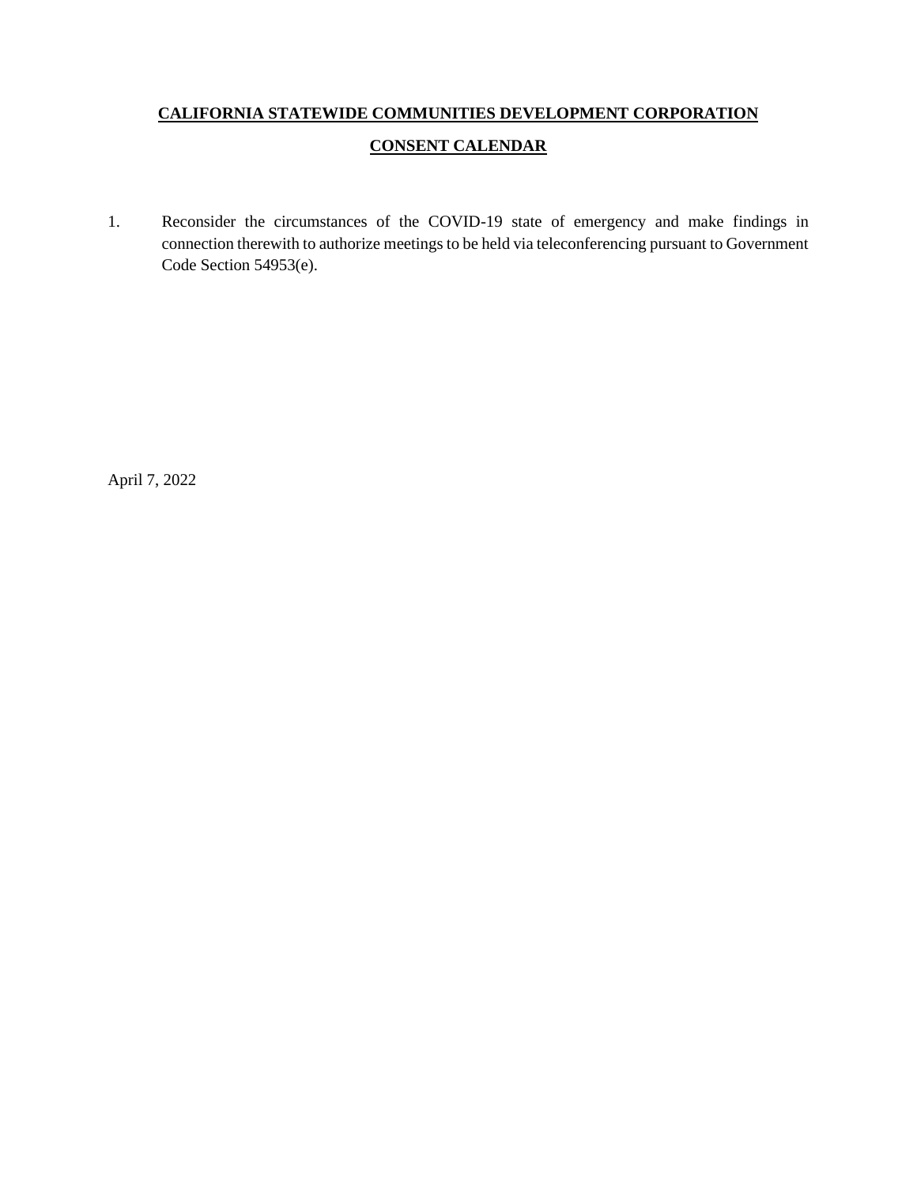**CALIFORNIA STATEWIDE COMMUNITIES DEVELOPMENT CORPORATION**

**CONSENT CALENDAR**

1. Reconsider the circumstances of the COVID-19 state of emergency and make findings in connection therewith to authorize meetings to be held via teleconferencing pursuant to Government Code Section 54953(e).

April 7, 2022